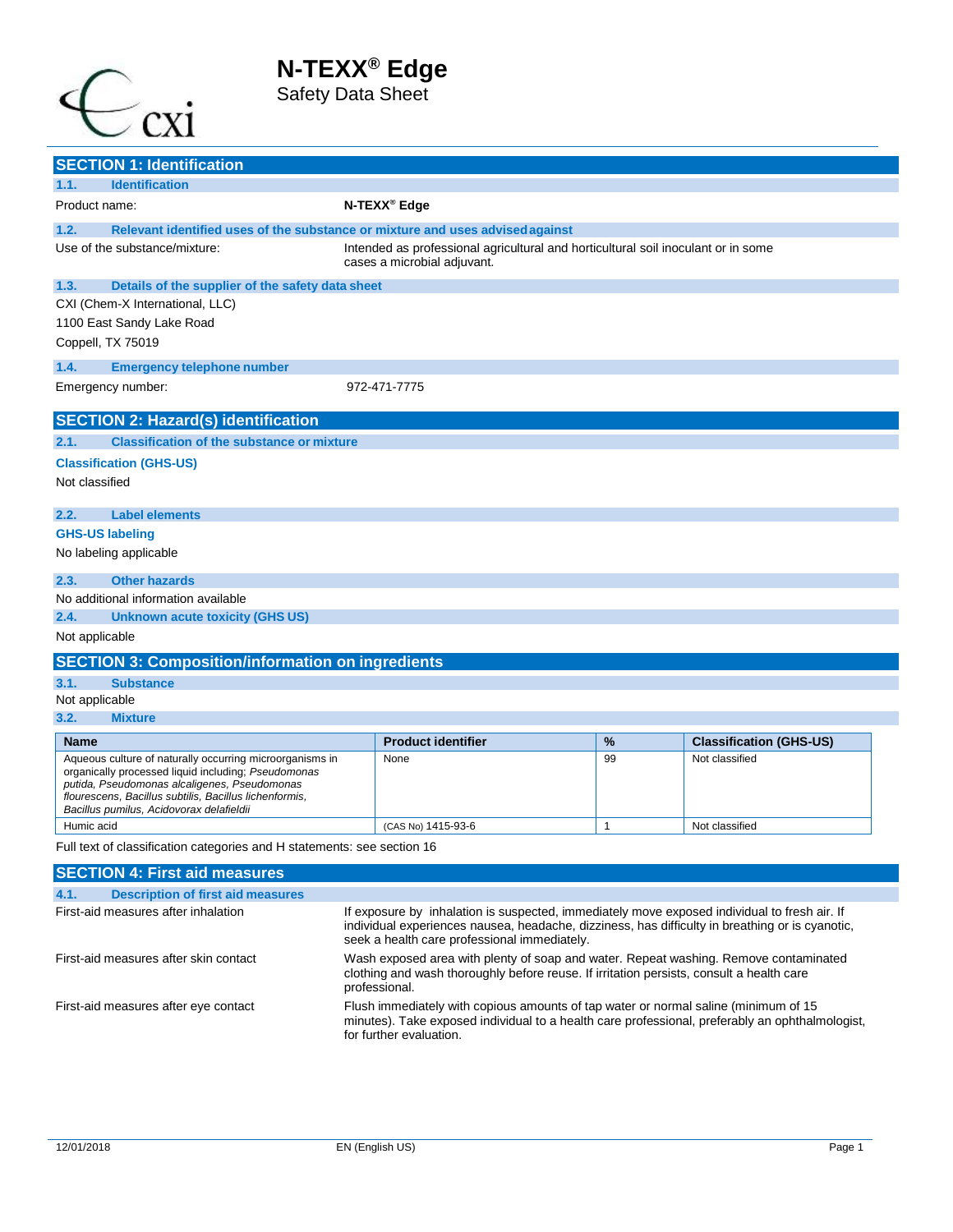# N-TEXX® Edge

Safety Data Sheet

## SECTION 1: Identification

### 1.1. Identification

Product name: **N-TEXX® Edge**

### 1.2. Relevant identified uses of the substance or mixture and uses advised against

Use of the substance/mixture: Intended as professional agricultural and horticultural soil inoculant or in some cases a microbial adjuvant.

### 1.3. Details of the supplier of the safety data sheet

CXI (Chem-X International, LLC)
1100 East Sandy Lake Road
Coppell, TX 75019

### 1.4. Emergency telephone number

Emergency number: 972-471-7775

## SECTION 2: Hazard(s) identification

### 2.1. Classification of the substance or mixture

**Classification (GHS-US)**

Not classified

### 2.2. Label elements

**GHS-US labeling**

No labeling applicable

### 2.3. Other hazards

No additional information available

### 2.4. Unknown acute toxicity (GHS US)

Not applicable

## SECTION 3: Composition/information on ingredients

### 3.1. Substance

Not applicable

### 3.2. Mixture

| Name | Product identifier | % | Classification (GHS-US) |
|---|---|---|---|
| Aqueous culture of naturally occurring microorganisms in organically processed liquid including; *Pseudomonas putida, Pseudomonas alcaligenes, Pseudomonas flourescens, Bacillus subtilis, Bacillus lichenformis, Bacillus pumilus, Acidovorax delafieldii* | None | 99 | Not classified |
| Humic acid | (CAS No) 1415-93-6 | 1 | Not classified |

Full text of classification categories and H statements: see section 16

## SECTION 4: First aid measures

### 4.1. Description of first aid measures

First-aid measures after inhalation: If exposure by inhalation is suspected, immediately move exposed individual to fresh air. If individual experiences nausea, headache, dizziness, has difficulty in breathing or is cyanotic, seek a health care professional immediately.

First-aid measures after skin contact: Wash exposed area with plenty of soap and water. Repeat washing. Remove contaminated clothing and wash thoroughly before reuse. If irritation persists, consult a health care professional.

First-aid measures after eye contact: Flush immediately with copious amounts of tap water or normal saline (minimum of 15 minutes). Take exposed individual to a health care professional, preferably an ophthalmologist, for further evaluation.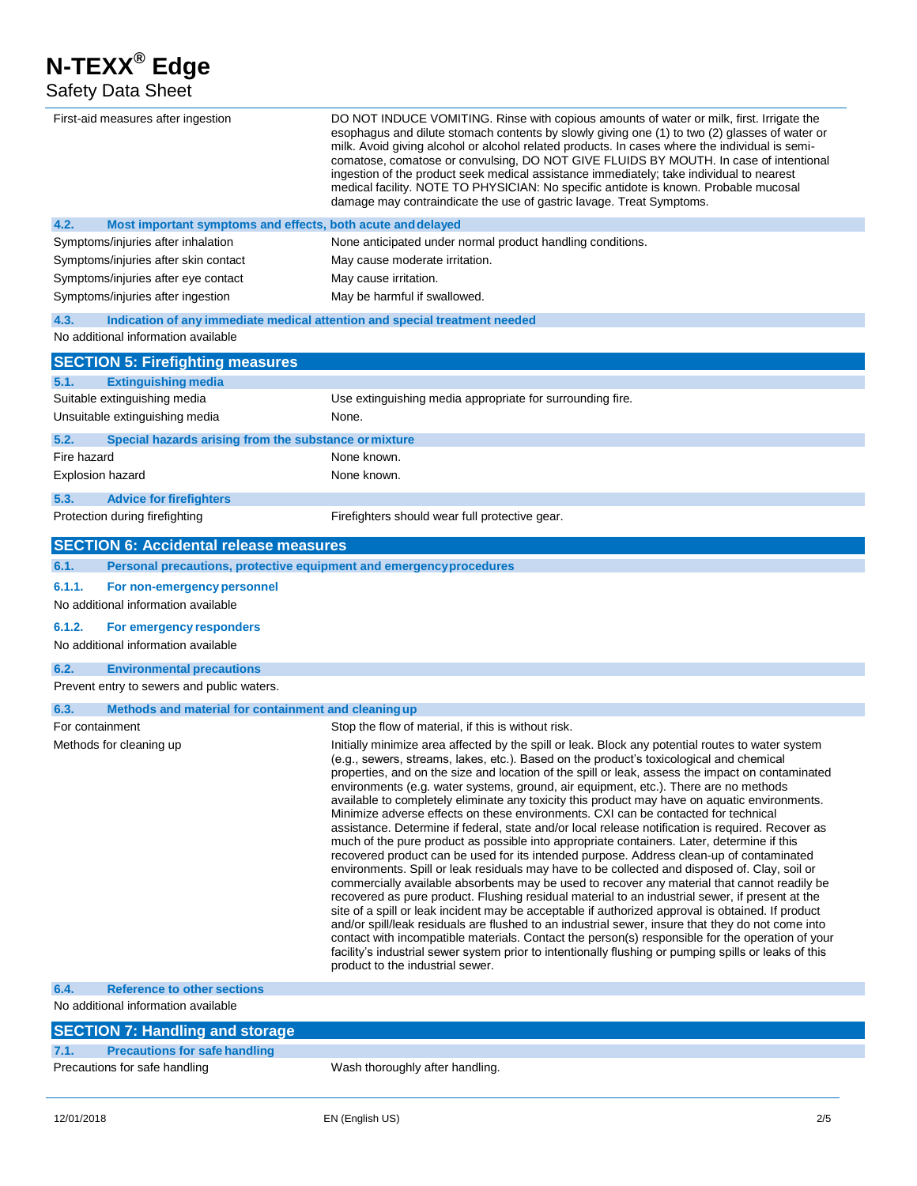| | |
|---|---|
| First-aid measures after ingestion | DO NOT INDUCE VOMITING. Rinse with copious amounts of water or milk, first. Irrigate the esophagus and dilute stomach contents by slowly giving one (1) to two (2) glasses of water or milk. Avoid giving alcohol or alcohol related products. In cases where the individual is semi-comatose, comatose or convulsing, DO NOT GIVE FLUIDS BY MOUTH. In case of intentional ingestion of the product seek medical assistance immediately; take individual to nearest medical facility. NOTE TO PHYSICIAN: No specific antidote is known. Probable mucosal damage may contraindicate the use of gastric lavage. Treat Symptoms. |

### 4.2. Most important symptoms and effects, both acute and delayed

| | |
|---|---|
| Symptoms/injuries after inhalation | None anticipated under normal product handling conditions. |
| Symptoms/injuries after skin contact | May cause moderate irritation. |
| Symptoms/injuries after eye contact | May cause irritation. |
| Symptoms/injuries after ingestion | May be harmful if swallowed. |

### 4.3. Indication of any immediate medical attention and special treatment needed

No additional information available

## SECTION 5: Firefighting measures

### 5.1. Extinguishing media

| | |
|---|---|
| Suitable extinguishing media | Use extinguishing media appropriate for surrounding fire. |
| Unsuitable extinguishing media | None. |

### 5.2. Special hazards arising from the substance or mixture

| | |
|---|---|
| Fire hazard | None known. |
| Explosion hazard | None known. |

### 5.3. Advice for firefighters

| | |
|---|---|
| Protection during firefighting | Firefighters should wear full protective gear. |

## SECTION 6: Accidental release measures

### 6.1. Personal precautions, protective equipment and emergency procedures

#### 6.1.1. For non-emergency personnel

No additional information available

#### 6.1.2. For emergency responders

No additional information available

### 6.2. Environmental precautions

Prevent entry to sewers and public waters.

### 6.3. Methods and material for containment and cleaning up

| | |
|---|---|
| For containment | Stop the flow of material, if this is without risk. |
| Methods for cleaning up | Initially minimize area affected by the spill or leak. Block any potential routes to water system (e.g., sewers, streams, lakes, etc.). Based on the product's toxicological and chemical properties, and on the size and location of the spill or leak, assess the impact on contaminated environments (e.g. water systems, ground, air equipment, etc.). There are no methods available to completely eliminate any toxicity this product may have on aquatic environments. Minimize adverse effects on these environments. CXI can be contacted for technical assistance. Determine if federal, state and/or local release notification is required. Recover as much of the pure product as possible into appropriate containers. Later, determine if this recovered product can be used for its intended purpose. Address clean-up of contaminated environments. Spill or leak residuals may have to be collected and disposed of. Clay, soil or commercially available absorbents may be used to recover any material that cannot readily be recovered as pure product. Flushing residual material to an industrial sewer, if present at the site of a spill or leak incident may be acceptable if authorized approval is obtained. If product and/or spill/leak residuals are flushed to an industrial sewer, insure that they do not come into contact with incompatible materials. Contact the person(s) responsible for the operation of your facility's industrial sewer system prior to intentionally flushing or pumping spills or leaks of this product to the industrial sewer. |

### 6.4. Reference to other sections

No additional information available

## SECTION 7: Handling and storage

### 7.1. Precautions for safe handling

| | |
|---|---|
| Precautions for safe handling | Wash thoroughly after handling. |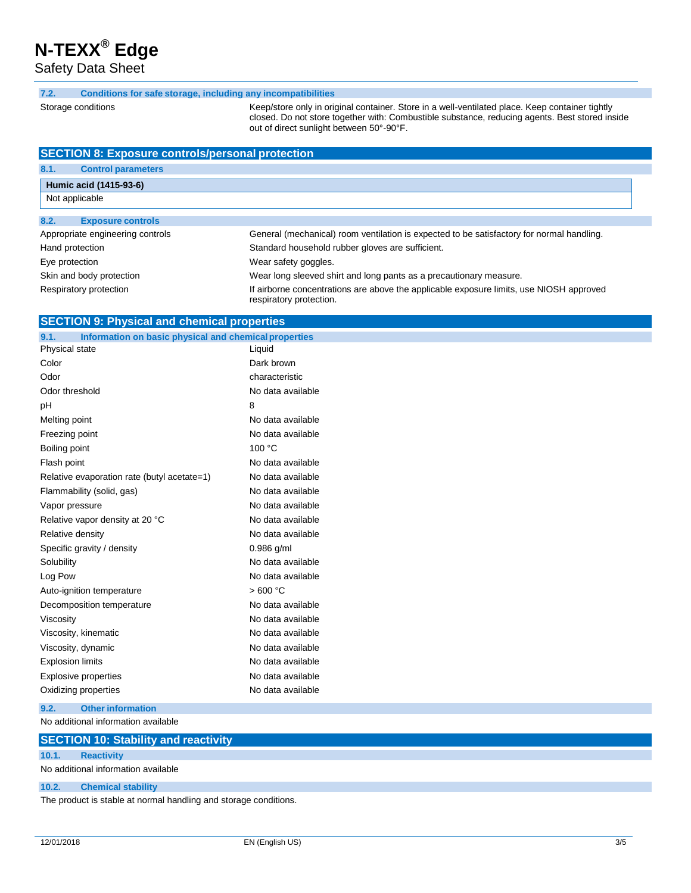### 7.2. Conditions for safe storage, including any incompatibilities

| | |
|---|---|
| Storage conditions | Keep/store only in original container. Store in a well-ventilated place. Keep container tightly closed. Do not store together with: Combustible substance, reducing agents. Best stored inside out of direct sunlight between 50°-90°F. |

## SECTION 8: Exposure controls/personal protection

### 8.1. Control parameters

| Humic acid (1415-93-6) |
|---|
| Not applicable |

### 8.2. Exposure controls

| | |
|---|---|
| Appropriate engineering controls | General (mechanical) room ventilation is expected to be satisfactory for normal handling. |
| Hand protection | Standard household rubber gloves are sufficient. |
| Eye protection | Wear safety goggles. |
| Skin and body protection | Wear long sleeved shirt and long pants as a precautionary measure. |
| Respiratory protection | If airborne concentrations are above the applicable exposure limits, use NIOSH approved respiratory protection. |

## SECTION 9: Physical and chemical properties

### 9.1. Information on basic physical and chemical properties

| | |
|---|---|
| Physical state | Liquid |
| Color | Dark brown |
| Odor | characteristic |
| Odor threshold | No data available |
| pH | 8 |
| Melting point | No data available |
| Freezing point | No data available |
| Boiling point | 100 °C |
| Flash point | No data available |
| Relative evaporation rate (butyl acetate=1) | No data available |
| Flammability (solid, gas) | No data available |
| Vapor pressure | No data available |
| Relative vapor density at 20 °C | No data available |
| Relative density | No data available |
| Specific gravity / density | 0.986 g/ml |
| Solubility | No data available |
| Log Pow | No data available |
| Auto-ignition temperature | > 600 °C |
| Decomposition temperature | No data available |
| Viscosity | No data available |
| Viscosity, kinematic | No data available |
| Viscosity, dynamic | No data available |
| Explosion limits | No data available |
| Explosive properties | No data available |
| Oxidizing properties | No data available |

### 9.2. Other information

No additional information available

## SECTION 10: Stability and reactivity

### 10.1. Reactivity

No additional information available

### 10.2. Chemical stability

The product is stable at normal handling and storage conditions.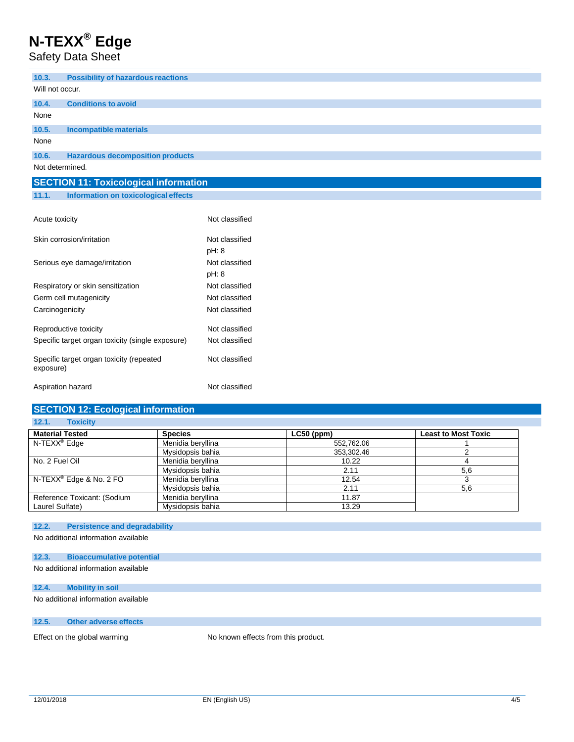### 10.3. Possibility of hazardous reactions

Will not occur.

### 10.4. Conditions to avoid

None

### 10.5. Incompatible materials

None

### 10.6. Hazardous decomposition products

Not determined.

## SECTION 11: Toxicological information

### 11.1. Information on toxicological effects

| | |
|---|---|
| Acute toxicity | Not classified |
| Skin corrosion/irritation | Not classified<br>pH: 8 |
| Serious eye damage/irritation | Not classified<br>pH: 8 |
| Respiratory or skin sensitization | Not classified |
| Germ cell mutagenicity | Not classified |
| Carcinogenicity | Not classified |
| Reproductive toxicity | Not classified |
| Specific target organ toxicity (single exposure) | Not classified |
| Specific target organ toxicity (repeated exposure) | Not classified |
| Aspiration hazard | Not classified |

## SECTION 12: Ecological information

### 12.1. Toxicity

| Material Tested | Species | LC50 (ppm) | Least to Most Toxic |
|---|---|---|---|
| N-TEXX® Edge | Menidia beryllina | 552,762.06 | 1 |
| | Mysidopsis bahia | 353,302.46 | 2 |
| No. 2 Fuel Oil | Menidia beryllina | 10.22 | 4 |
| | Mysidopsis bahia | 2.11 | 5,6 |
| N-TEXX® Edge & No. 2 FO | Menidia beryllina | 12.54 | 3 |
| | Mysidopsis bahia | 2.11 | 5,6 |
| Reference Toxicant: (Sodium Laurel Sulfate) | Menidia beryllina | 11.87 | |
| | Mysidopsis bahia | 13.29 | |

### 12.2. Persistence and degradability

No additional information available

### 12.3. Bioaccumulative potential

No additional information available

### 12.4. Mobility in soil

No additional information available

### 12.5. Other adverse effects

| | |
|---|---|
| Effect on the global warming | No known effects from this product. |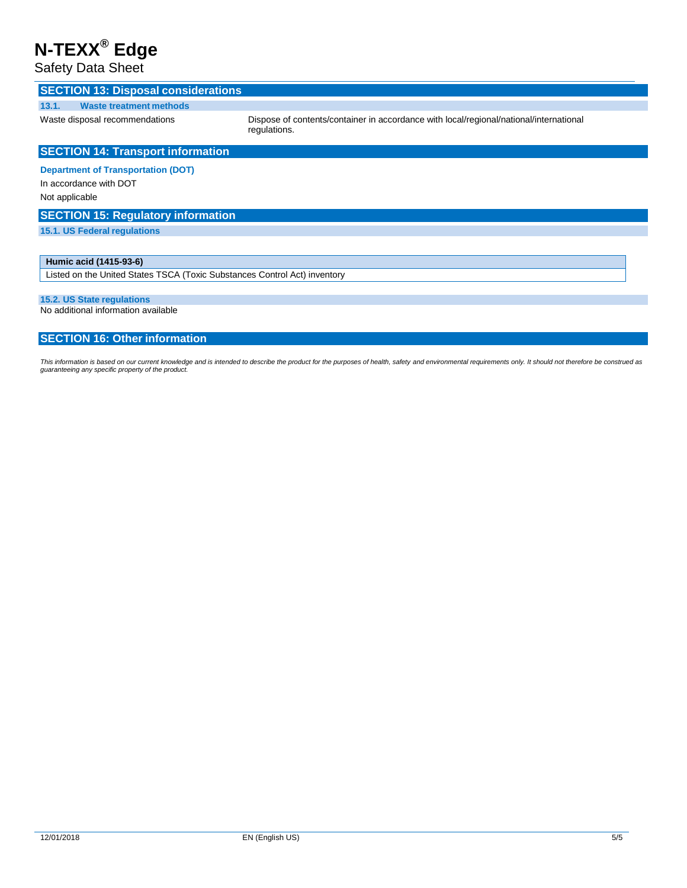## SECTION 13: Disposal considerations

### 13.1. Waste treatment methods

| | |
|---|---|
| Waste disposal recommendations | Dispose of contents/container in accordance with local/regional/national/international regulations. |

## SECTION 14: Transport information

**Department of Transportation (DOT)**

In accordance with DOT

Not applicable

## SECTION 15: Regulatory information

### 15.1. US Federal regulations

| Humic acid (1415-93-6) |
|---|
| Listed on the United States TSCA (Toxic Substances Control Act) inventory |

### 15.2. US State regulations

No additional information available

## SECTION 16: Other information

*This information is based on our current knowledge and is intended to describe the product for the purposes of health, safety and environmental requirements only. It should not therefore be construed as guaranteeing any specific property of the product.*